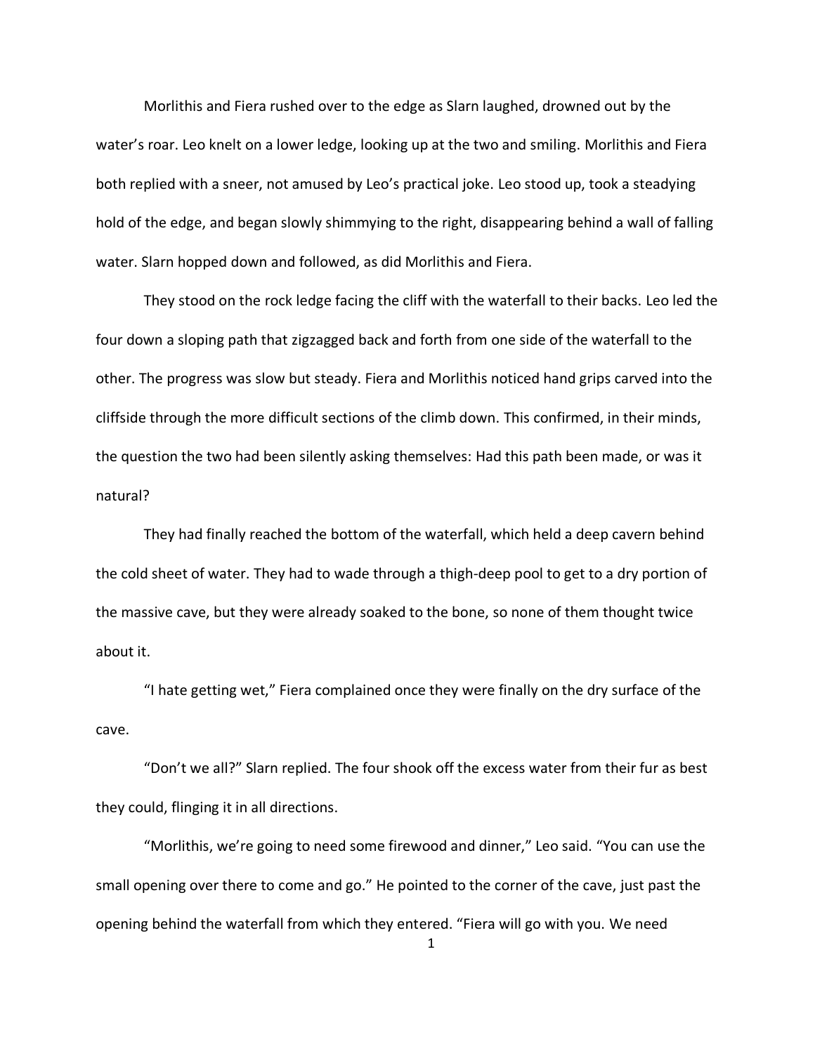Morlithis and Fiera rushed over to the edge as Slarn laughed, drowned out by the water's roar. Leo knelt on a lower ledge, looking up at the two and smiling. Morlithis and Fiera both replied with a sneer, not amused by Leo's practical joke. Leo stood up, took a steadying hold of the edge, and began slowly shimmying to the right, disappearing behind a wall of falling water. Slarn hopped down and followed, as did Morlithis and Fiera.

They stood on the rock ledge facing the cliff with the waterfall to their backs. Leo led the four down a sloping path that zigzagged back and forth from one side of the waterfall to the other. The progress was slow but steady. Fiera and Morlithis noticed hand grips carved into the cliffside through the more difficult sections of the climb down. This confirmed, in their minds, the question the two had been silently asking themselves: Had this path been made, or was it natural?

They had finally reached the bottom of the waterfall, which held a deep cavern behind the cold sheet of water. They had to wade through a thigh-deep pool to get to a dry portion of the massive cave, but they were already soaked to the bone, so none of them thought twice about it.

"I hate getting wet," Fiera complained once they were finally on the dry surface of the cave.

"Don't we all?" Slarn replied. The four shook off the excess water from their fur as best they could, flinging it in all directions.

"Morlithis, we're going to need some firewood and dinner," Leo said. "You can use the small opening over there to come and go." He pointed to the corner of the cave, just past the opening behind the waterfall from which they entered. "Fiera will go with you. We need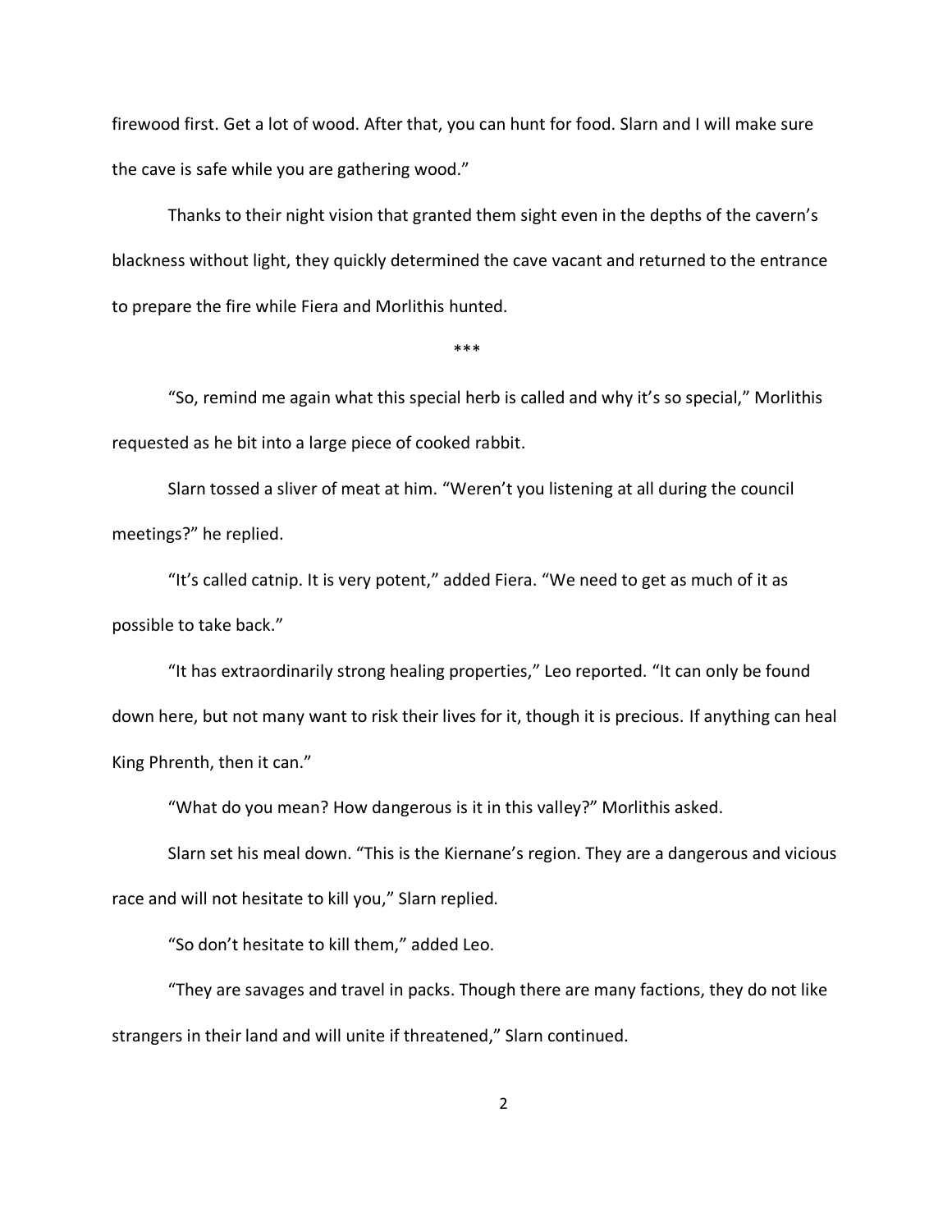firewood first. Get a lot of wood. After that, you can hunt for food. Slarn and I will make sure the cave is safe while you are gathering wood."

Thanks to their night vision that granted them sight even in the depths of the cavern's blackness without light, they quickly determined the cave vacant and returned to the entrance to prepare the fire while Fiera and Morlithis hunted.

***

"So, remind me again what this special herb is called and why it's so special," Morlithis requested as he bit into a large piece of cooked rabbit.

Slarn tossed a sliver of meat at him. "Weren't you listening at all during the council meetings?" he replied.

"It's called catnip. It is very potent," added Fiera. "We need to get as much of it as possible to take back."

"It has extraordinarily strong healing properties," Leo reported. "It can only be found down here, but not many want to risk their lives for it, though it is precious. If anything can heal King Phrenth, then it can."

"What do you mean? How dangerous is it in this valley?" Morlithis asked.

Slarn set his meal down. "This is the Kiernane's region. They are a dangerous and vicious race and will not hesitate to kill you," Slarn replied.

"So don't hesitate to kill them," added Leo.

"They are savages and travel in packs. Though there are many factions, they do not like strangers in their land and will unite if threatened," Slarn continued.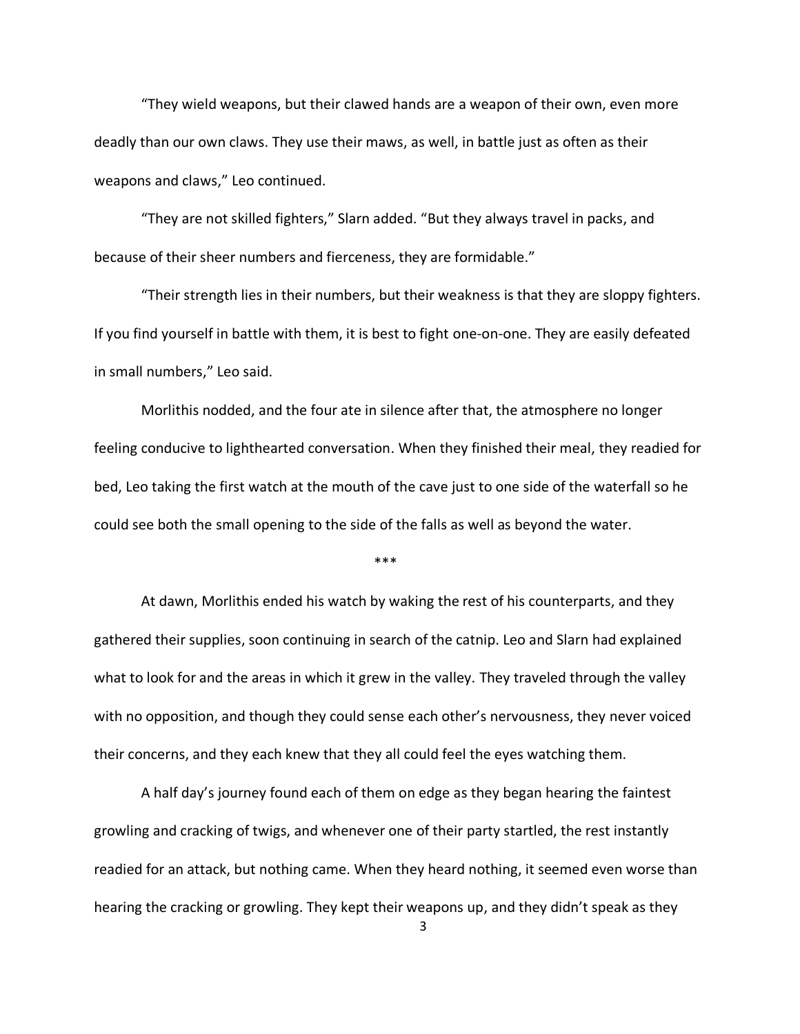"They wield weapons, but their clawed hands are a weapon of their own, even more deadly than our own claws. They use their maws, as well, in battle just as often as their weapons and claws," Leo continued.

"They are not skilled fighters," Slarn added. "But they always travel in packs, and because of their sheer numbers and fierceness, they are formidable."

"Their strength lies in their numbers, but their weakness is that they are sloppy fighters. If you find yourself in battle with them, it is best to fight one-on-one. They are easily defeated in small numbers," Leo said.

Morlithis nodded, and the four ate in silence after that, the atmosphere no longer feeling conducive to lighthearted conversation. When they finished their meal, they readied for bed, Leo taking the first watch at the mouth of the cave just to one side of the waterfall so he could see both the small opening to the side of the falls as well as beyond the water.

\*\*\*

At dawn, Morlithis ended his watch by waking the rest of his counterparts, and they gathered their supplies, soon continuing in search of the catnip. Leo and Slarn had explained what to look for and the areas in which it grew in the valley. They traveled through the valley with no opposition, and though they could sense each other's nervousness, they never voiced their concerns, and they each knew that they all could feel the eyes watching them.

A half day's journey found each of them on edge as they began hearing the faintest growling and cracking of twigs, and whenever one of their party startled, the rest instantly readied for an attack, but nothing came. When they heard nothing, it seemed even worse than hearing the cracking or growling. They kept their weapons up, and they didn't speak as they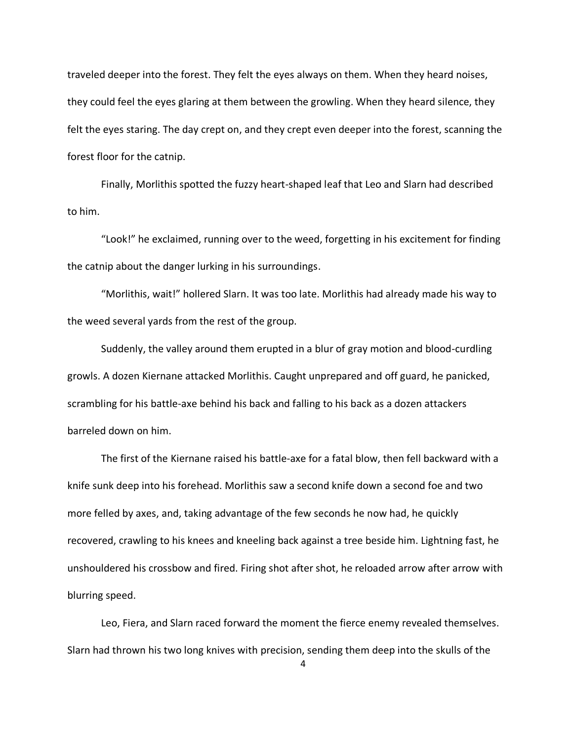traveled deeper into the forest. They felt the eyes always on them. When they heard noises, they could feel the eyes glaring at them between the growling. When they heard silence, they felt the eyes staring. The day crept on, and they crept even deeper into the forest, scanning the forest floor for the catnip.

Finally, Morlithis spotted the fuzzy heart-shaped leaf that Leo and Slarn had described to him.

"Look!" he exclaimed, running over to the weed, forgetting in his excitement for finding the catnip about the danger lurking in his surroundings.

"Morlithis, wait!" hollered Slarn. It was too late. Morlithis had already made his way to the weed several yards from the rest of the group.

Suddenly, the valley around them erupted in a blur of gray motion and blood-curdling growls. A dozen Kiernane attacked Morlithis. Caught unprepared and off guard, he panicked, scrambling for his battle-axe behind his back and falling to his back as a dozen attackers barreled down on him.

The first of the Kiernane raised his battle-axe for a fatal blow, then fell backward with a knife sunk deep into his forehead. Morlithis saw a second knife down a second foe and two more felled by axes, and, taking advantage of the few seconds he now had, he quickly recovered, crawling to his knees and kneeling back against a tree beside him. Lightning fast, he unshouldered his crossbow and fired. Firing shot after shot, he reloaded arrow after arrow with blurring speed.

Leo, Fiera, and Slarn raced forward the moment the fierce enemy revealed themselves. Slarn had thrown his two long knives with precision, sending them deep into the skulls of the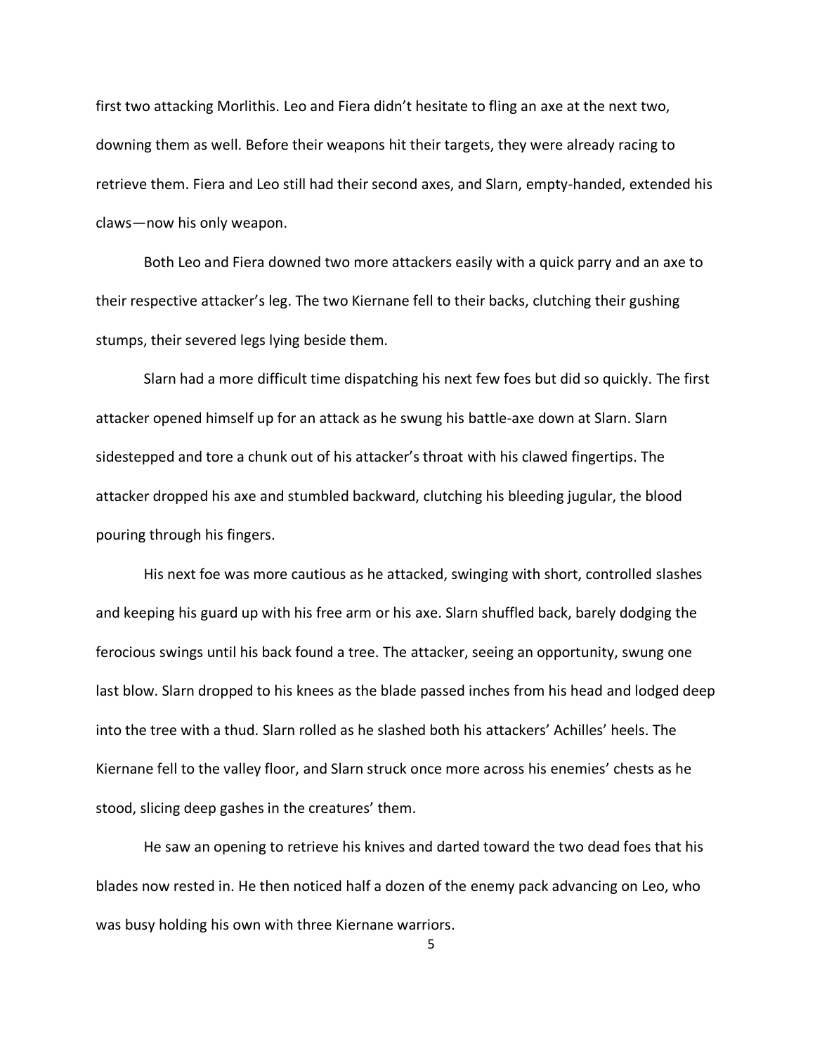first two attacking Morlithis. Leo and Fiera didn't hesitate to fling an axe at the next two, downing them as well. Before their weapons hit their targets, they were already racing to retrieve them. Fiera and Leo still had their second axes, and Slarn, empty-handed, extended his claws—now his only weapon.

Both Leo and Fiera downed two more attackers easily with a quick parry and an axe to their respective attacker's leg. The two Kiernane fell to their backs, clutching their gushing stumps, their severed legs lying beside them.

Slarn had a more difficult time dispatching his next few foes but did so quickly. The first attacker opened himself up for an attack as he swung his battle-axe down at Slarn. Slarn sidestepped and tore a chunk out of his attacker's throat with his clawed fingertips. The attacker dropped his axe and stumbled backward, clutching his bleeding jugular, the blood pouring through his fingers.

His next foe was more cautious as he attacked, swinging with short, controlled slashes and keeping his guard up with his free arm or his axe. Slarn shuffled back, barely dodging the ferocious swings until his back found a tree. The attacker, seeing an opportunity, swung one last blow. Slarn dropped to his knees as the blade passed inches from his head and lodged deep into the tree with a thud. Slarn rolled as he slashed both his attackers' Achilles' heels. The Kiernane fell to the valley floor, and Slarn struck once more across his enemies' chests as he stood, slicing deep gashes in the creatures' them.

He saw an opening to retrieve his knives and darted toward the two dead foes that his blades now rested in. He then noticed half a dozen of the enemy pack advancing on Leo, who was busy holding his own with three Kiernane warriors.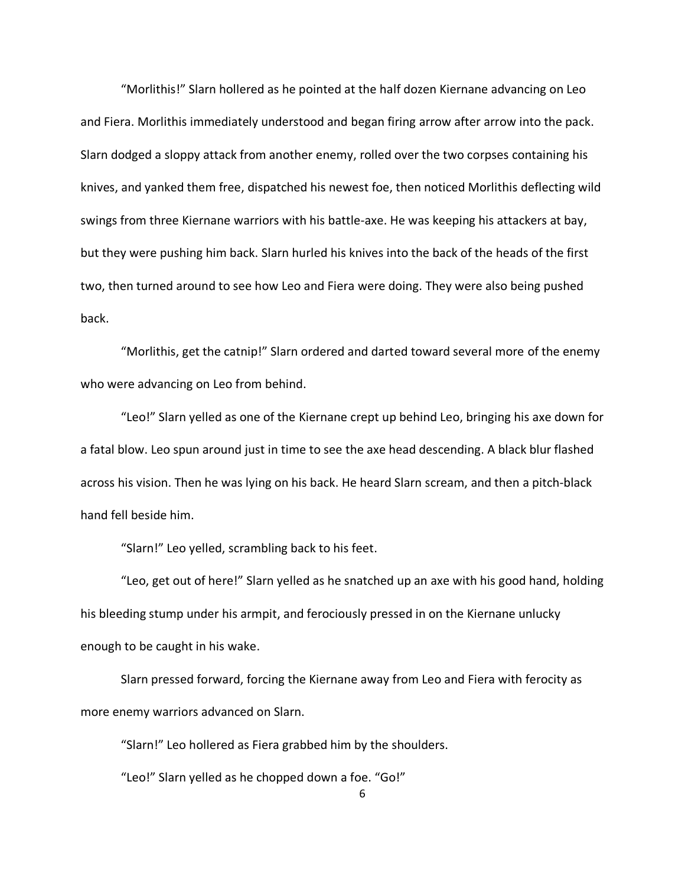"Morlithis!" Slarn hollered as he pointed at the half dozen Kiernane advancing on Leo and Fiera. Morlithis immediately understood and began firing arrow after arrow into the pack. Slarn dodged a sloppy attack from another enemy, rolled over the two corpses containing his knives, and yanked them free, dispatched his newest foe, then noticed Morlithis deflecting wild swings from three Kiernane warriors with his battle-axe. He was keeping his attackers at bay, but they were pushing him back. Slarn hurled his knives into the back of the heads of the first two, then turned around to see how Leo and Fiera were doing. They were also being pushed back.

"Morlithis, get the catnip!" Slarn ordered and darted toward several more of the enemy who were advancing on Leo from behind.

"Leo!" Slarn yelled as one of the Kiernane crept up behind Leo, bringing his axe down for a fatal blow. Leo spun around just in time to see the axe head descending. A black blur flashed across his vision. Then he was lying on his back. He heard Slarn scream, and then a pitch-black hand fell beside him.

"Slarn!" Leo yelled, scrambling back to his feet.

"Leo, get out of here!" Slarn yelled as he snatched up an axe with his good hand, holding his bleeding stump under his armpit, and ferociously pressed in on the Kiernane unlucky enough to be caught in his wake.

Slarn pressed forward, forcing the Kiernane away from Leo and Fiera with ferocity as more enemy warriors advanced on Slarn.

"Slarn!" Leo hollered as Fiera grabbed him by the shoulders.

"Leo!" Slarn yelled as he chopped down a foe. "Go!"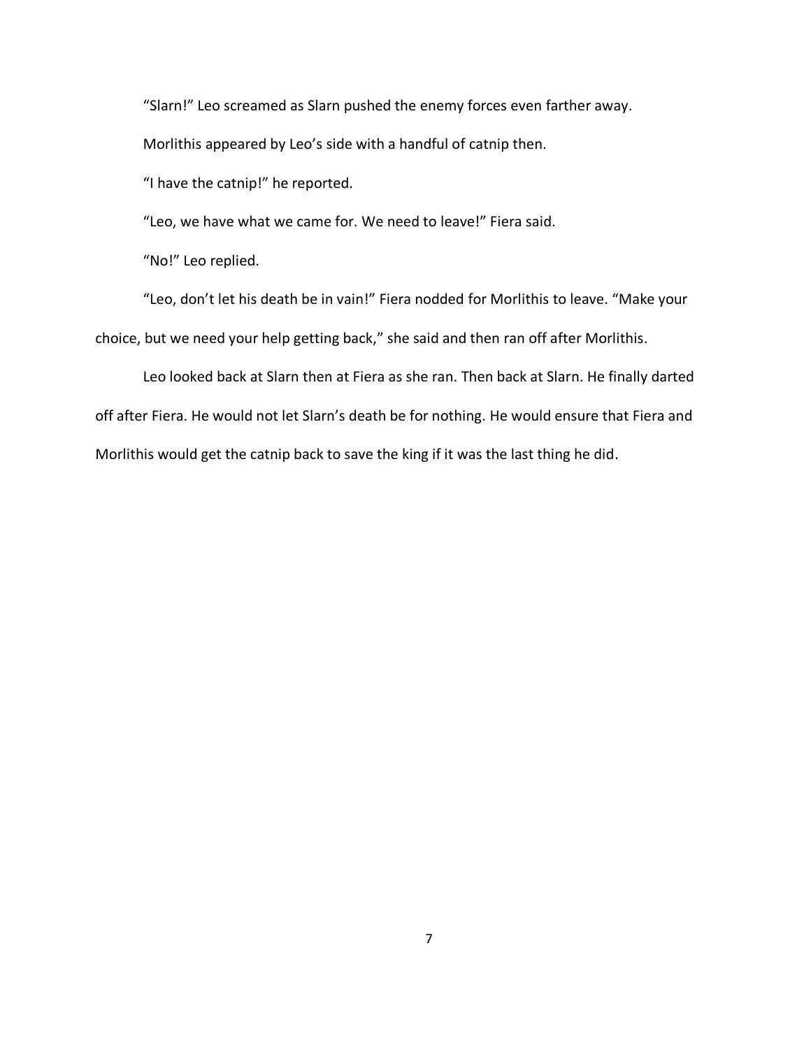"Slarn!" Leo screamed as Slarn pushed the enemy forces even farther away.

Morlithis appeared by Leo's side with a handful of catnip then.

"I have the catnip!" he reported.

"Leo, we have what we came for. We need to leave!" Fiera said.

"No!" Leo replied.

"Leo, don't let his death be in vain!" Fiera nodded for Morlithis to leave. "Make your choice, but we need your help getting back," she said and then ran off after Morlithis.

Leo looked back at Slarn then at Fiera as she ran. Then back at Slarn. He finally darted off after Fiera. He would not let Slarn's death be for nothing. He would ensure that Fiera and Morlithis would get the catnip back to save the king if it was the last thing he did.